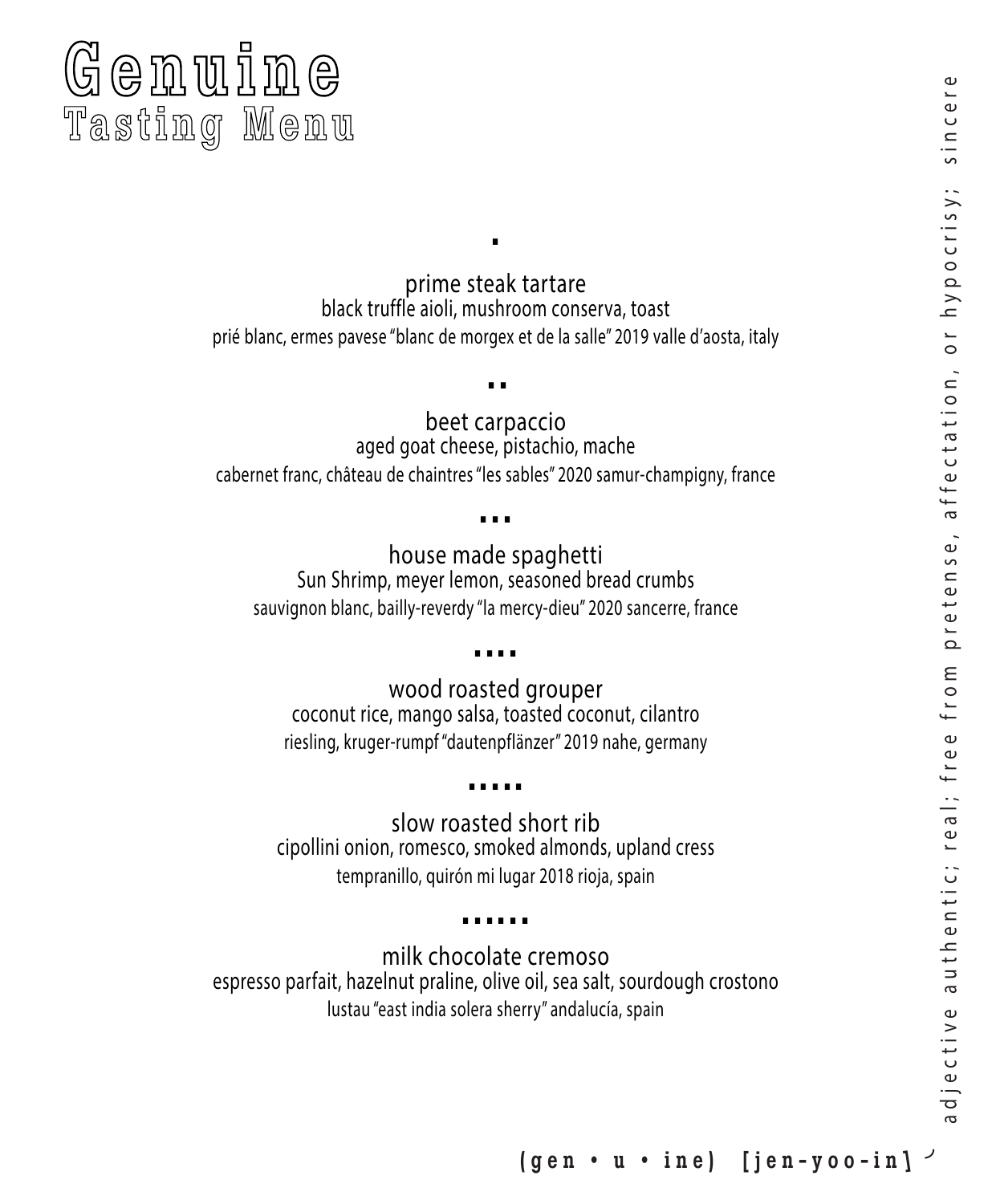# Genuine
## Tasting Menu

·

**prime steak tartare**
black truffle aioli, mushroom conserva, toast
prié blanc, ermes pavese "blanc de morgex et de la salle" 2019 valle d'aosta, italy

··

**beet carpaccio**
aged goat cheese, pistachio, mache
cabernet franc, château de chaintres "les sables" 2020 samur-champigny, france

···

**house made spaghetti**
Sun Shrimp, meyer lemon, seasoned bread crumbs
sauvignon blanc, bailly-reverdy "la mercy-dieu" 2020 sancerre, france

····

**wood roasted grouper**
coconut rice, mango salsa, toasted coconut, cilantro
riesling, kruger-rumpf "dautenpflänzer" 2019 nahe, germany

·····

**slow roasted short rib**
cipollini onion, romesco, smoked almonds, upland cress
tempranillo, quirón mi lugar 2018 rioja, spain

······

**milk chocolate cremoso**
espresso parfait, hazelnut praline, olive oil, sea salt, sourdough crostono
lustau "east india solera sherry" andalucía, spain

adjective authentic; real; free from pretense, affectation, or hypocrisy; sincere

(gen • u • ine) [jen-yoo-in]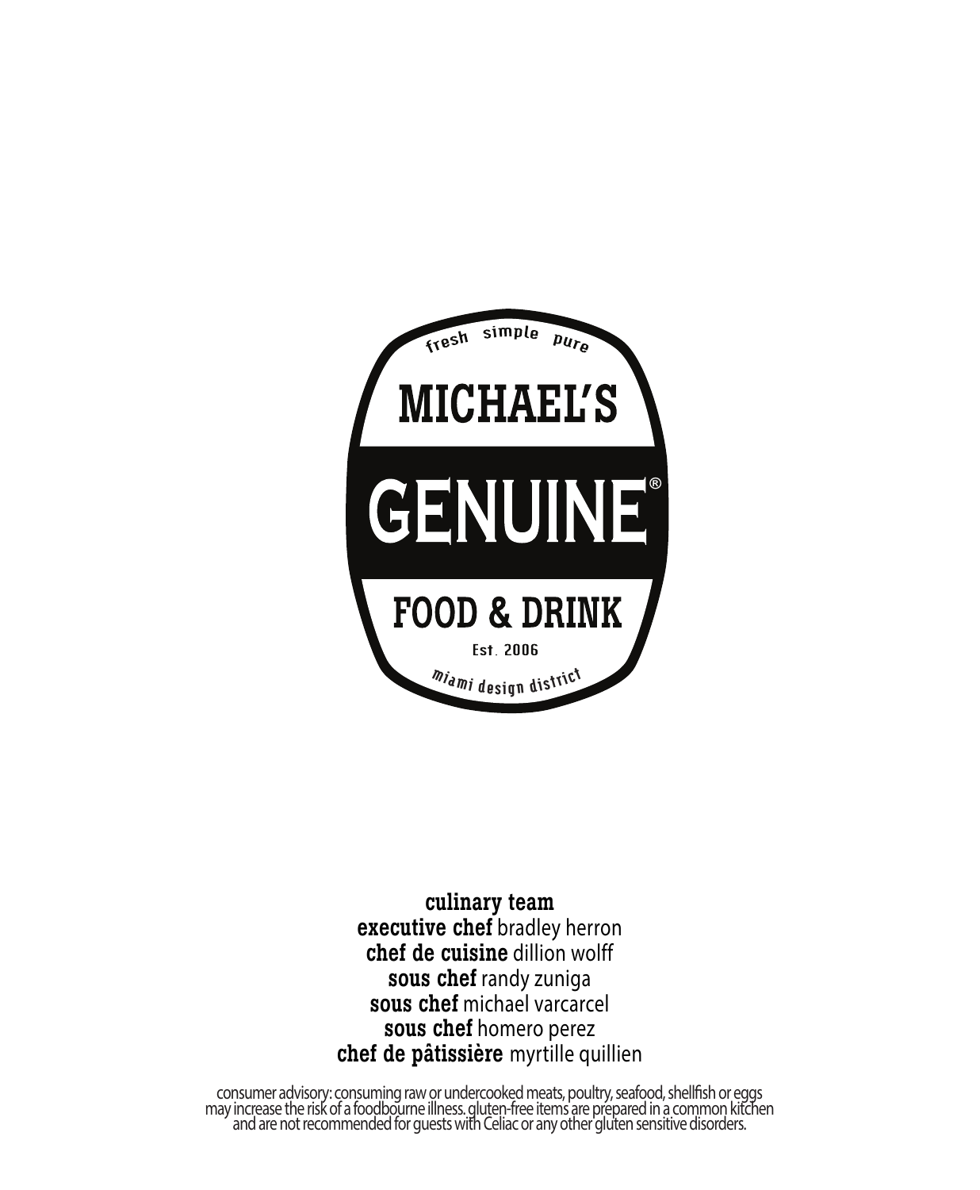fresh simple pure

# MICHAEL'S

# GENUINE®

## FOOD & DRINK

Est. 2006

miami design district

**culinary team**

**executive chef** bradley herron

**chef de cuisine** dillion wolff

**sous chef** randy zuniga

**sous chef** michael varcarcel

**sous chef** homero perez

**chef de pâtissière** myrtille quillien

consumer advisory: consuming raw or undercooked meats, poultry, seafood, shellfish or eggs may increase the risk of a foodbourne illness. gluten-free items are prepared in a common kitchen and are not recommended for guests with Celiac or any other gluten sensitive disorders.